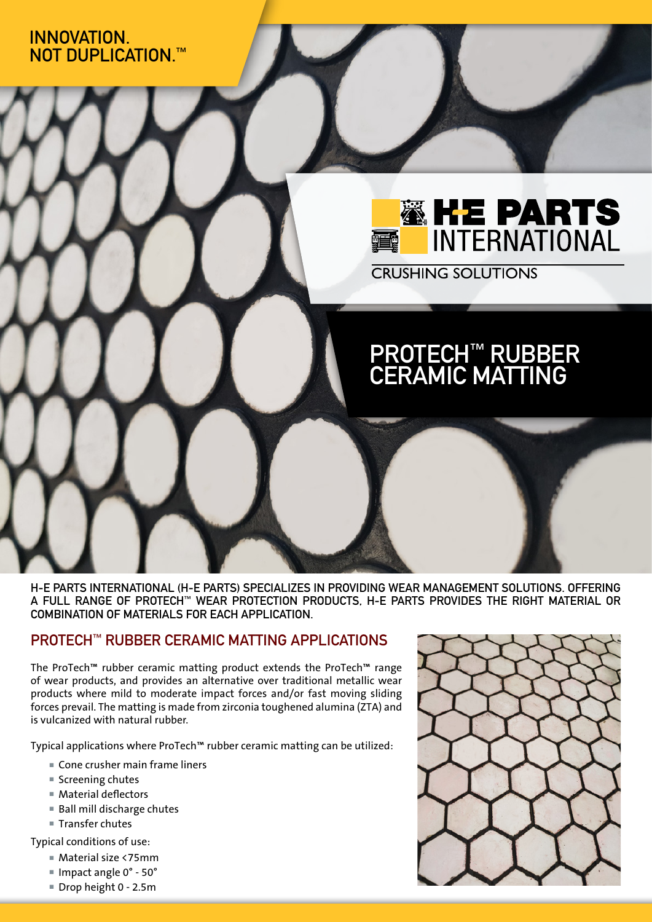INNOVATION.
NOT DUPLICATION.™

H-E PARTS INTERNATIONAL

CRUSHING SOLUTIONS

# PROTECH™ RUBBER CERAMIC MATTING

**H-E PARTS INTERNATIONAL (H-E PARTS) SPECIALIZES IN PROVIDING WEAR MANAGEMENT SOLUTIONS. OFFERING A FULL RANGE OF PROTECH™ WEAR PROTECTION PRODUCTS, H-E PARTS PROVIDES THE RIGHT MATERIAL OR COMBINATION OF MATERIALS FOR EACH APPLICATION.**

## PROTECH™ RUBBER CERAMIC MATTING APPLICATIONS

The ProTech™ rubber ceramic matting product extends the ProTech™ range of wear products, and provides an alternative over traditional metallic wear products where mild to moderate impact forces and/or fast moving sliding forces prevail. The matting is made from zirconia toughened alumina (ZTA) and is vulcanized with natural rubber.

Typical applications where ProTech™ rubber ceramic matting can be utilized:

- Cone crusher main frame liners
- Screening chutes
- Material deflectors
- Ball mill discharge chutes
- Transfer chutes

Typical conditions of use:

- Material size <75mm
- Impact angle 0° - 50°
- Drop height 0 - 2.5m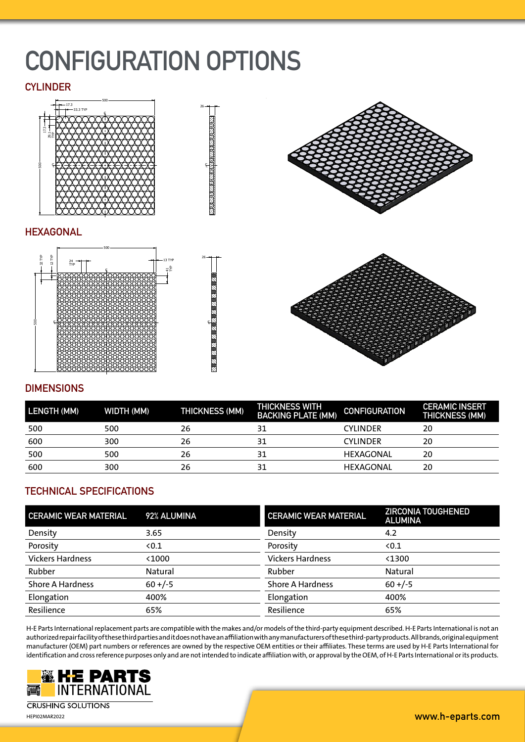# CONFIGURATION OPTIONS

## CYLINDER

500

17.3

23.3 TYP

17.3

20.1 TYP

500

26

## HEXAGONAL

500

12 TYP

12 TYP

24 TYP

13 TYP

41 TYP

500

26

## DIMENSIONS

| LENGTH (MM) | WIDTH (MM) | THICKNESS (MM) | THICKNESS WITH BACKING PLATE (MM) | CONFIGURATION | CERAMIC INSERT THICKNESS (MM) |
|---|---|---|---|---|---|
| 500 | 500 | 26 | 31 | CYLINDER | 20 |
| 600 | 300 | 26 | 31 | CYLINDER | 20 |
| 500 | 500 | 26 | 31 | HEXAGONAL | 20 |
| 600 | 300 | 26 | 31 | HEXAGONAL | 20 |

## TECHNICAL SPECIFICATIONS

| CERAMIC WEAR MATERIAL | 92% ALUMINA |
|---|---|
| Density | 3.65 |
| Porosity | <0.1 |
| Vickers Hardness | <1000 |
| Rubber | Natural |
| Shore A Hardness | 60 +/-5 |
| Elongation | 400% |
| Resilience | 65% |

| CERAMIC WEAR MATERIAL | ZIRCONIA TOUGHENED ALUMINA |
|---|---|
| Density | 4.2 |
| Porosity | <0.1 |
| Vickers Hardness | <1300 |
| Rubber | Natural |
| Shore A Hardness | 60 +/-5 |
| Elongation | 400% |
| Resilience | 65% |

H-E Parts International replacement parts are compatible with the makes and/or models of the third-party equipment described. H-E Parts International is not an authorized repair facility of these third parties and it does not have an affiliation with any manufacturers of these third-party products. All brands, original equipment manufacturer (OEM) part numbers or references are owned by the respective OEM entities or their affiliates. These terms are used by H-E Parts International for identification and cross reference purposes only and are not intended to indicate affiliation with, or approval by the OEM, of H-E Parts International or its products.

H-E PARTS INTERNATIONAL

CRUSHING SOLUTIONS

HEPI02MAR2022

www.h-eparts.com